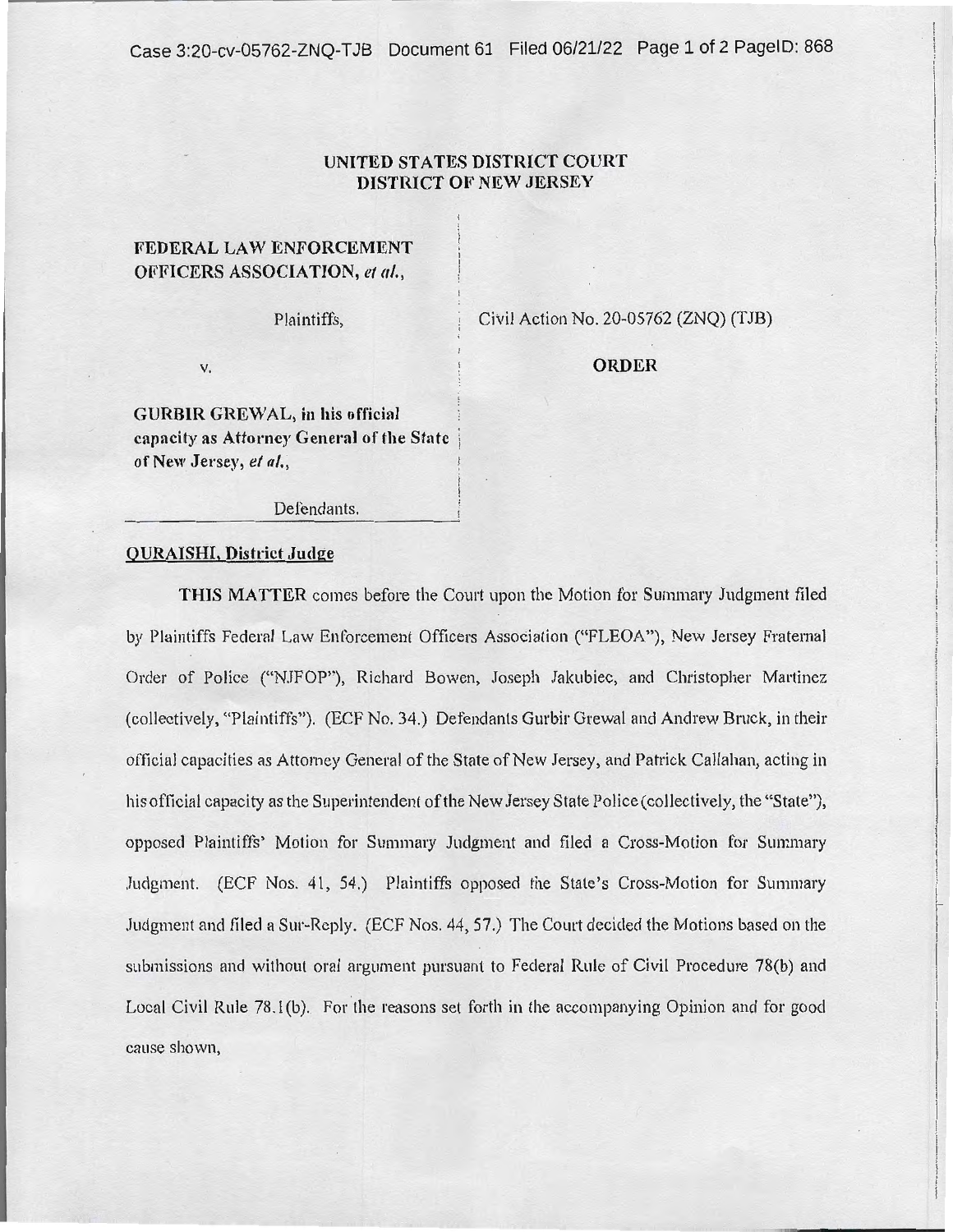**UNITED STATES DISTRICT COURT**
**DISTRICT OF NEW JERSEY**

**FEDERAL LAW ENFORCEMENT OFFICERS ASSOCIATION,** *et al.*,

Plaintiffs,

v.

**GURBIR GREWAL, in his official capacity as Attorney General of the State of New Jersey,** *et al.*,

Defendants.

Civil Action No. 20-05762 (ZNQ) (TJB)

**ORDER**

**QURAISHI, District Judge**

**THIS MATTER** comes before the Court upon the Motion for Summary Judgment filed by Plaintiffs Federal Law Enforcement Officers Association ("FLEOA"), New Jersey Fraternal Order of Police ("NJFOP"), Richard Bowen, Joseph Jakubiec, and Christopher Martinez (collectively, "Plaintiffs"). (ECF No. 34.) Defendants Gurbir Grewal and Andrew Bruck, in their official capacities as Attorney General of the State of New Jersey, and Patrick Callahan, acting in his official capacity as the Superintendent of the New Jersey State Police (collectively, the "State"), opposed Plaintiffs' Motion for Summary Judgment and filed a Cross-Motion for Summary Judgment. (ECF Nos. 41, 54.) Plaintiffs opposed the State's Cross-Motion for Summary Judgment and filed a Sur-Reply. (ECF Nos. 44, 57.) The Court decided the Motions based on the submissions and without oral argument pursuant to Federal Rule of Civil Procedure 78(b) and Local Civil Rule 78.1(b). For the reasons set forth in the accompanying Opinion and for good cause shown,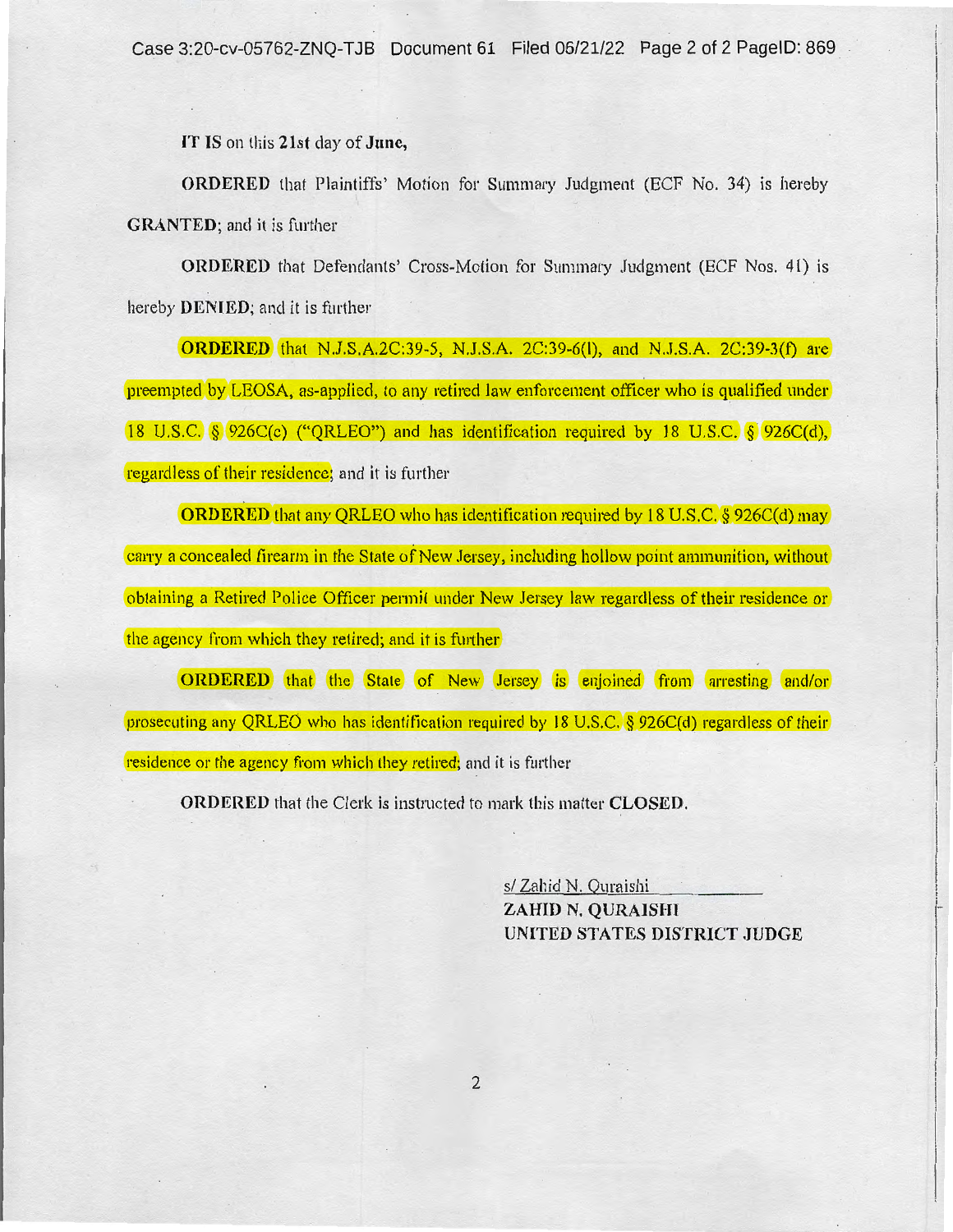**IT IS** on this **21st** day of **June,**

**ORDERED** that Plaintiffs' Motion for Summary Judgment (ECF No. 34) is hereby **GRANTED**; and it is further

**ORDERED** that Defendants' Cross-Motion for Summary Judgment (ECF Nos. 41) is hereby **DENIED**; and it is further

**ORDERED** that N.J.S.A.2C:39-5, N.J.S.A. 2C:39-6(l), and N.J.S.A. 2C:39-3(f) are preempted by LEOSA, as-applied, to any retired law enforcement officer who is qualified under 18 U.S.C. § 926C(c) ("QRLEO") and has identification required by 18 U.S.C. § 926C(d), regardless of their residence; and it is further

**ORDERED** that any QRLEO who has identification required by 18 U.S.C. § 926C(d) may carry a concealed firearm in the State of New Jersey, including hollow point ammunition, without obtaining a Retired Police Officer permit under New Jersey law regardless of their residence or the agency from which they retired; and it is further

**ORDERED** that the State of New Jersey is enjoined from arresting and/or prosecuting any QRLEO who has identification required by 18 U.S.C. § 926C(d) regardless of their residence or the agency from which they retired; and it is further

**ORDERED** that the Clerk is instructed to mark this matter **CLOSED**.

s/ Zahid N. Quraishi
**ZAHID N. QURAISHI**
**UNITED STATES DISTRICT JUDGE**